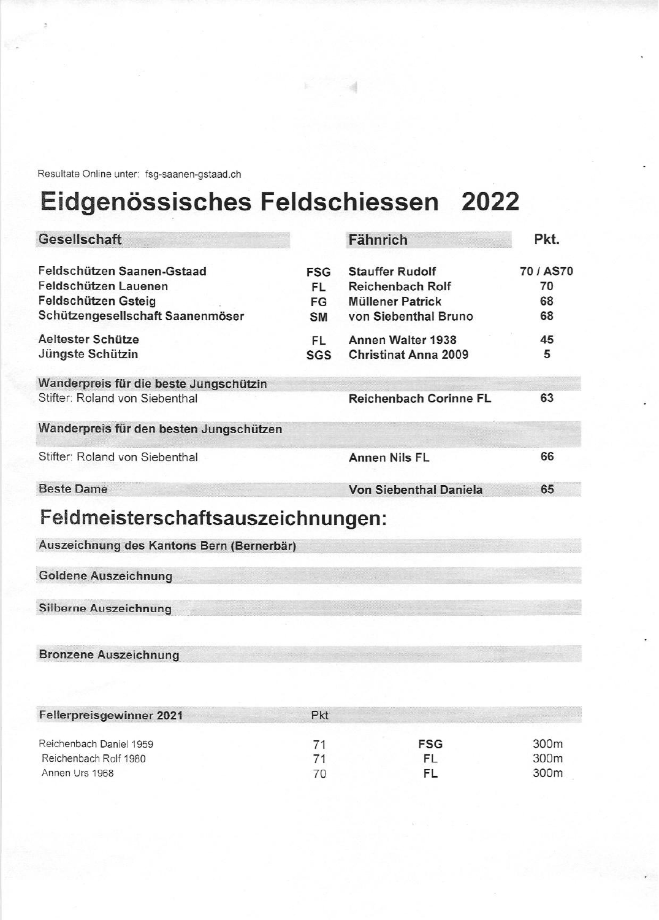Resultate Online unter: fsg-saanen-gstaad.ch

# Eidgenössisches Feldschiessen 2022

| Gesellschaft | | Fähnrich | Pkt. |
|---|---|---|---|
| Feldschützen Saanen-Gstaad | FSG | Stauffer Rudolf | 70 / AS70 |
| Feldschützen Lauenen | FL | Reichenbach Rolf | 70 |
| Feldschützen Gsteig | FG | Müllener Patrick | 68 |
| Schützengesellschaft Saanenmöser | SM | von Siebenthal Bruno | 68 |
| Aeltester Schütze | FL | Annen Walter 1938 | 45 |
| Jüngste Schützin | SGS | Christinat Anna 2009 | 5 |

**Wanderpreis für die beste Jungschützin**

| Stifter: Roland von Siebenthal | Reichenbach Corinne FL | 63 |
|---|---|---|

**Wanderpreis für den besten Jungschützen**

| Stifter: Roland von Siebenthal | Annen Nils FL | 66 |
|---|---|---|

| Beste Dame | Von Siebenthal Daniela | 65 |
|---|---|---|

## Feldmeisterschaftsauszeichnungen:

**Auszeichnung des Kantons Bern (Bernerbär)**

**Goldene Auszeichnung**

**Silberne Auszeichnung**

**Bronzene Auszeichnung**

| Fellerpreisgewinner 2021 | Pkt | | |
|---|---|---|---|
| Reichenbach Daniel 1959 | 71 | FSG | 300m |
| Reichenbach Rolf 1980 | 71 | FL | 300m |
| Annen Urs 1968 | 70 | FL | 300m |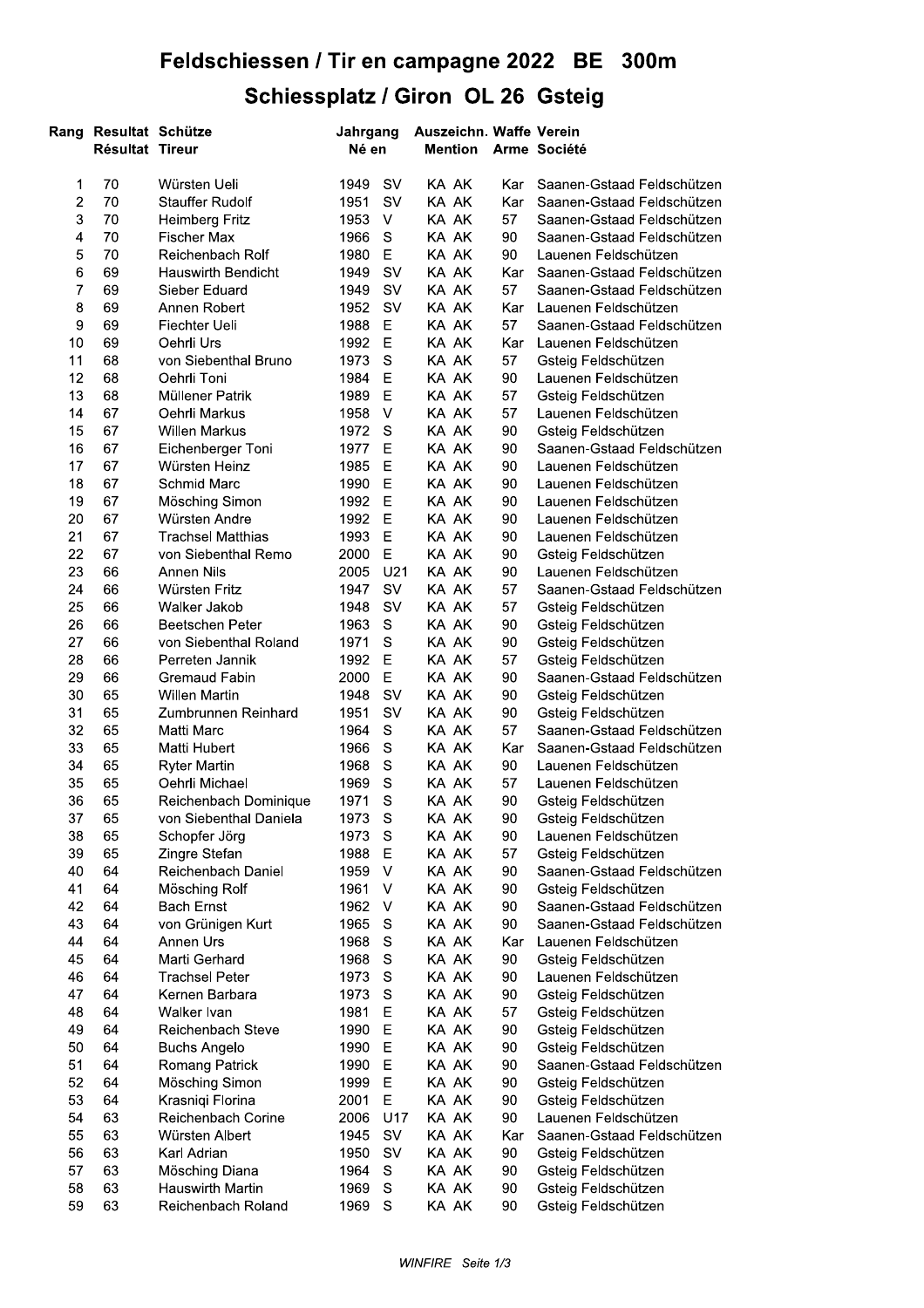# Feldschiessen / Tir en campagne 2022 BE 300m

## Schiessplatz / Giron OL 26 Gsteig

| Rang | Resultat Résultat | Schütze Tireur | Jahrgang Né en | | Auszeichn. Mention | Waffe Arme | Verein Société |
|---|---|---|---|---|---|---|---|
| 1 | 70 | Würsten Ueli | 1949 | SV | KA AK | Kar | Saanen-Gstaad Feldschützen |
| 2 | 70 | Stauffer Rudolf | 1951 | SV | KA AK | Kar | Saanen-Gstaad Feldschützen |
| 3 | 70 | Heimberg Fritz | 1953 | V | KA AK | 57 | Saanen-Gstaad Feldschützen |
| 4 | 70 | Fischer Max | 1966 | S | KA AK | 90 | Saanen-Gstaad Feldschützen |
| 5 | 70 | Reichenbach Rolf | 1980 | E | KA AK | 90 | Lauenen Feldschützen |
| 6 | 69 | Hauswirth Bendicht | 1949 | SV | KA AK | Kar | Saanen-Gstaad Feldschützen |
| 7 | 69 | Sieber Eduard | 1949 | SV | KA AK | 57 | Saanen-Gstaad Feldschützen |
| 8 | 69 | Annen Robert | 1952 | SV | KA AK | Kar | Lauenen Feldschützen |
| 9 | 69 | Fiechter Ueli | 1988 | E | KA AK | 57 | Saanen-Gstaad Feldschützen |
| 10 | 69 | Oehrli Urs | 1992 | E | KA AK | Kar | Lauenen Feldschützen |
| 11 | 68 | von Siebenthal Bruno | 1973 | S | KA AK | 57 | Gsteig Feldschützen |
| 12 | 68 | Oehrli Toni | 1984 | E | KA AK | 90 | Lauenen Feldschützen |
| 13 | 68 | Müllener Patrik | 1989 | E | KA AK | 57 | Gsteig Feldschützen |
| 14 | 67 | Oehrli Markus | 1958 | V | KA AK | 57 | Lauenen Feldschützen |
| 15 | 67 | Willen Markus | 1972 | S | KA AK | 90 | Gsteig Feldschützen |
| 16 | 67 | Eichenberger Toni | 1977 | E | KA AK | 90 | Saanen-Gstaad Feldschützen |
| 17 | 67 | Würsten Heinz | 1985 | E | KA AK | 90 | Lauenen Feldschützen |
| 18 | 67 | Schmid Marc | 1990 | E | KA AK | 90 | Lauenen Feldschützen |
| 19 | 67 | Mösching Simon | 1992 | E | KA AK | 90 | Lauenen Feldschützen |
| 20 | 67 | Würsten Andre | 1992 | E | KA AK | 90 | Lauenen Feldschützen |
| 21 | 67 | Trachsel Matthias | 1993 | E | KA AK | 90 | Lauenen Feldschützen |
| 22 | 67 | von Siebenthal Remo | 2000 | E | KA AK | 90 | Gsteig Feldschützen |
| 23 | 66 | Annen Nils | 2005 | U21 | KA AK | 90 | Lauenen Feldschützen |
| 24 | 66 | Würsten Fritz | 1947 | SV | KA AK | 57 | Saanen-Gstaad Feldschützen |
| 25 | 66 | Walker Jakob | 1948 | SV | KA AK | 57 | Gsteig Feldschützen |
| 26 | 66 | Beetschen Peter | 1963 | S | KA AK | 90 | Gsteig Feldschützen |
| 27 | 66 | von Siebenthal Roland | 1971 | S | KA AK | 90 | Gsteig Feldschützen |
| 28 | 66 | Perreten Jannik | 1992 | E | KA AK | 57 | Gsteig Feldschützen |
| 29 | 66 | Gremaud Fabin | 2000 | E | KA AK | 90 | Saanen-Gstaad Feldschützen |
| 30 | 65 | Willen Martin | 1948 | SV | KA AK | 90 | Gsteig Feldschützen |
| 31 | 65 | Zumbrunnen Reinhard | 1951 | SV | KA AK | 90 | Gsteig Feldschützen |
| 32 | 65 | Matti Marc | 1964 | S | KA AK | 57 | Saanen-Gstaad Feldschützen |
| 33 | 65 | Matti Hubert | 1966 | S | KA AK | Kar | Saanen-Gstaad Feldschützen |
| 34 | 65 | Ryter Martin | 1968 | S | KA AK | 90 | Lauenen Feldschützen |
| 35 | 65 | Oehrli Michael | 1969 | S | KA AK | 57 | Lauenen Feldschützen |
| 36 | 65 | Reichenbach Dominique | 1971 | S | KA AK | 90 | Gsteig Feldschützen |
| 37 | 65 | von Siebenthal Daniela | 1973 | S | KA AK | 90 | Gsteig Feldschützen |
| 38 | 65 | Schopfer Jörg | 1973 | S | KA AK | 90 | Lauenen Feldschützen |
| 39 | 65 | Zingre Stefan | 1988 | E | KA AK | 57 | Gsteig Feldschützen |
| 40 | 64 | Reichenbach Daniel | 1959 | V | KA AK | 90 | Saanen-Gstaad Feldschützen |
| 41 | 64 | Mösching Rolf | 1961 | V | KA AK | 90 | Gsteig Feldschützen |
| 42 | 64 | Bach Ernst | 1962 | V | KA AK | 90 | Saanen-Gstaad Feldschützen |
| 43 | 64 | von Grünigen Kurt | 1965 | S | KA AK | 90 | Saanen-Gstaad Feldschützen |
| 44 | 64 | Annen Urs | 1968 | S | KA AK | Kar | Lauenen Feldschützen |
| 45 | 64 | Marti Gerhard | 1968 | S | KA AK | 90 | Gsteig Feldschützen |
| 46 | 64 | Trachsel Peter | 1973 | S | KA AK | 90 | Lauenen Feldschützen |
| 47 | 64 | Kernen Barbara | 1973 | S | KA AK | 90 | Gsteig Feldschützen |
| 48 | 64 | Walker Ivan | 1981 | E | KA AK | 57 | Gsteig Feldschützen |
| 49 | 64 | Reichenbach Steve | 1990 | E | KA AK | 90 | Gsteig Feldschützen |
| 50 | 64 | Buchs Angelo | 1990 | E | KA AK | 90 | Gsteig Feldschützen |
| 51 | 64 | Romang Patrick | 1990 | E | KA AK | 90 | Saanen-Gstaad Feldschützen |
| 52 | 64 | Mösching Simon | 1999 | E | KA AK | 90 | Gsteig Feldschützen |
| 53 | 64 | Krasniqi Florina | 2001 | E | KA AK | 90 | Gsteig Feldschützen |
| 54 | 63 | Reichenbach Corine | 2006 | U17 | KA AK | 90 | Lauenen Feldschützen |
| 55 | 63 | Würsten Albert | 1945 | SV | KA AK | Kar | Saanen-Gstaad Feldschützen |
| 56 | 63 | Karl Adrian | 1950 | SV | KA AK | 90 | Gsteig Feldschützen |
| 57 | 63 | Mösching Diana | 1964 | S | KA AK | 90 | Gsteig Feldschützen |
| 58 | 63 | Hauswirth Martin | 1969 | S | KA AK | 90 | Gsteig Feldschützen |
| 59 | 63 | Reichenbach Roland | 1969 | S | KA AK | 90 | Gsteig Feldschützen |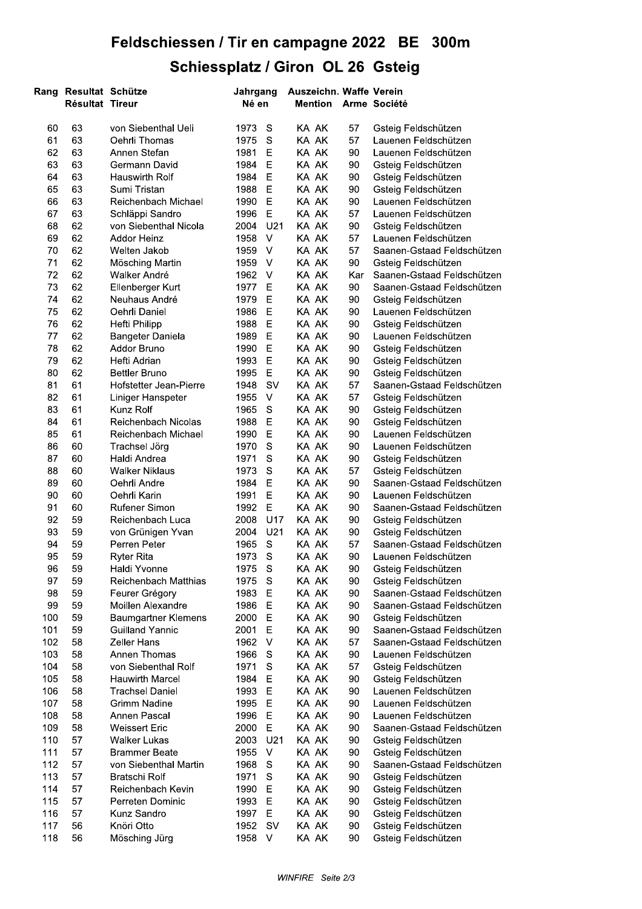# Feldschiessen / Tir en campagne 2022 BE 300m

## Schiessplatz / Giron OL 26 Gsteig

| Rang | Resultat Résultat | Schütze Tireur | Jahrgang Né en | | Auszeichn. Mention | Waffe Arme | Verein Société |
|---|---|---|---|---|---|---|---|
| 60 | 63 | von Siebenthal Ueli | 1973 | S | KA AK | 57 | Gsteig Feldschützen |
| 61 | 63 | Oehrli Thomas | 1975 | S | KA AK | 57 | Lauenen Feldschützen |
| 62 | 63 | Annen Stefan | 1981 | E | KA AK | 90 | Lauenen Feldschützen |
| 63 | 63 | Germann David | 1984 | E | KA AK | 90 | Gsteig Feldschützen |
| 64 | 63 | Hauswirth Rolf | 1984 | E | KA AK | 90 | Gsteig Feldschützen |
| 65 | 63 | Sumi Tristan | 1988 | E | KA AK | 90 | Gsteig Feldschützen |
| 66 | 63 | Reichenbach Michael | 1990 | E | KA AK | 90 | Lauenen Feldschützen |
| 67 | 63 | Schläppi Sandro | 1996 | E | KA AK | 57 | Lauenen Feldschützen |
| 68 | 62 | von Siebenthal Nicola | 2004 | U21 | KA AK | 90 | Gsteig Feldschützen |
| 69 | 62 | Addor Heinz | 1958 | V | KA AK | 57 | Lauenen Feldschützen |
| 70 | 62 | Welten Jakob | 1959 | V | KA AK | 57 | Saanen-Gstaad Feldschützen |
| 71 | 62 | Mösching Martin | 1959 | V | KA AK | 90 | Gsteig Feldschützen |
| 72 | 62 | Walker André | 1962 | V | KA AK | Kar | Saanen-Gstaad Feldschützen |
| 73 | 62 | Ellenberger Kurt | 1977 | E | KA AK | 90 | Saanen-Gstaad Feldschützen |
| 74 | 62 | Neuhaus André | 1979 | E | KA AK | 90 | Gsteig Feldschützen |
| 75 | 62 | Oehrli Daniel | 1986 | E | KA AK | 90 | Lauenen Feldschützen |
| 76 | 62 | Hefti Philipp | 1988 | E | KA AK | 90 | Gsteig Feldschützen |
| 77 | 62 | Bangeter Daniela | 1989 | E | KA AK | 90 | Lauenen Feldschützen |
| 78 | 62 | Addor Bruno | 1990 | E | KA AK | 90 | Gsteig Feldschützen |
| 79 | 62 | Hefti Adrian | 1993 | E | KA AK | 90 | Gsteig Feldschützen |
| 80 | 62 | Bettler Bruno | 1995 | E | KA AK | 90 | Gsteig Feldschützen |
| 81 | 61 | Hofstetter Jean-Pierre | 1948 | SV | KA AK | 57 | Saanen-Gstaad Feldschützen |
| 82 | 61 | Liniger Hanspeter | 1955 | V | KA AK | 57 | Gsteig Feldschützen |
| 83 | 61 | Kunz Rolf | 1965 | S | KA AK | 90 | Gsteig Feldschützen |
| 84 | 61 | Reichenbach Nicolas | 1988 | E | KA AK | 90 | Gsteig Feldschützen |
| 85 | 61 | Reichenbach Michael | 1990 | E | KA AK | 90 | Lauenen Feldschützen |
| 86 | 60 | Trachsel Jörg | 1970 | S | KA AK | 90 | Lauenen Feldschützen |
| 87 | 60 | Haldi Andrea | 1971 | S | KA AK | 90 | Gsteig Feldschützen |
| 88 | 60 | Walker Niklaus | 1973 | S | KA AK | 57 | Gsteig Feldschützen |
| 89 | 60 | Oehrli Andre | 1984 | E | KA AK | 90 | Saanen-Gstaad Feldschützen |
| 90 | 60 | Oehrli Karin | 1991 | E | KA AK | 90 | Lauenen Feldschützen |
| 91 | 60 | Rufener Simon | 1992 | E | KA AK | 90 | Saanen-Gstaad Feldschützen |
| 92 | 59 | Reichenbach Luca | 2008 | U17 | KA AK | 90 | Gsteig Feldschützen |
| 93 | 59 | von Grünigen Yvan | 2004 | U21 | KA AK | 90 | Gsteig Feldschützen |
| 94 | 59 | Perren Peter | 1965 | S | KA AK | 57 | Saanen-Gstaad Feldschützen |
| 95 | 59 | Ryter Rita | 1973 | S | KA AK | 90 | Lauenen Feldschützen |
| 96 | 59 | Haldi Yvonne | 1975 | S | KA AK | 90 | Gsteig Feldschützen |
| 97 | 59 | Reichenbach Matthias | 1975 | S | KA AK | 90 | Gsteig Feldschützen |
| 98 | 59 | Feurer Grégory | 1983 | E | KA AK | 90 | Saanen-Gstaad Feldschützen |
| 99 | 59 | Moillen Alexandre | 1986 | E | KA AK | 90 | Saanen-Gstaad Feldschützen |
| 100 | 59 | Baumgartner Klemens | 2000 | E | KA AK | 90 | Gsteig Feldschützen |
| 101 | 59 | Guilland Yannic | 2001 | E | KA AK | 90 | Saanen-Gstaad Feldschützen |
| 102 | 58 | Zeller Hans | 1962 | V | KA AK | 57 | Saanen-Gstaad Feldschützen |
| 103 | 58 | Annen Thomas | 1966 | S | KA AK | 90 | Lauenen Feldschützen |
| 104 | 58 | von Siebenthal Rolf | 1971 | S | KA AK | 57 | Gsteig Feldschützen |
| 105 | 58 | Hauwirth Marcel | 1984 | E | KA AK | 90 | Gsteig Feldschützen |
| 106 | 58 | Trachsel Daniel | 1993 | E | KA AK | 90 | Lauenen Feldschützen |
| 107 | 58 | Grimm Nadine | 1995 | E | KA AK | 90 | Lauenen Feldschützen |
| 108 | 58 | Annen Pascal | 1996 | E | KA AK | 90 | Lauenen Feldschützen |
| 109 | 58 | Weissert Eric | 2000 | E | KA AK | 90 | Saanen-Gstaad Feldschützen |
| 110 | 57 | Walker Lukas | 2003 | U21 | KA AK | 90 | Gsteig Feldschützen |
| 111 | 57 | Brammer Beate | 1955 | V | KA AK | 90 | Gsteig Feldschützen |
| 112 | 57 | von Siebenthal Martin | 1968 | S | KA AK | 90 | Saanen-Gstaad Feldschützen |
| 113 | 57 | Bratschi Rolf | 1971 | S | KA AK | 90 | Gsteig Feldschützen |
| 114 | 57 | Reichenbach Kevin | 1990 | E | KA AK | 90 | Gsteig Feldschützen |
| 115 | 57 | Perreten Dominic | 1993 | E | KA AK | 90 | Gsteig Feldschützen |
| 116 | 57 | Kunz Sandro | 1997 | E | KA AK | 90 | Gsteig Feldschützen |
| 117 | 56 | Knöri Otto | 1952 | SV | KA AK | 90 | Gsteig Feldschützen |
| 118 | 56 | Mösching Jürg | 1958 | V | KA AK | 90 | Gsteig Feldschützen |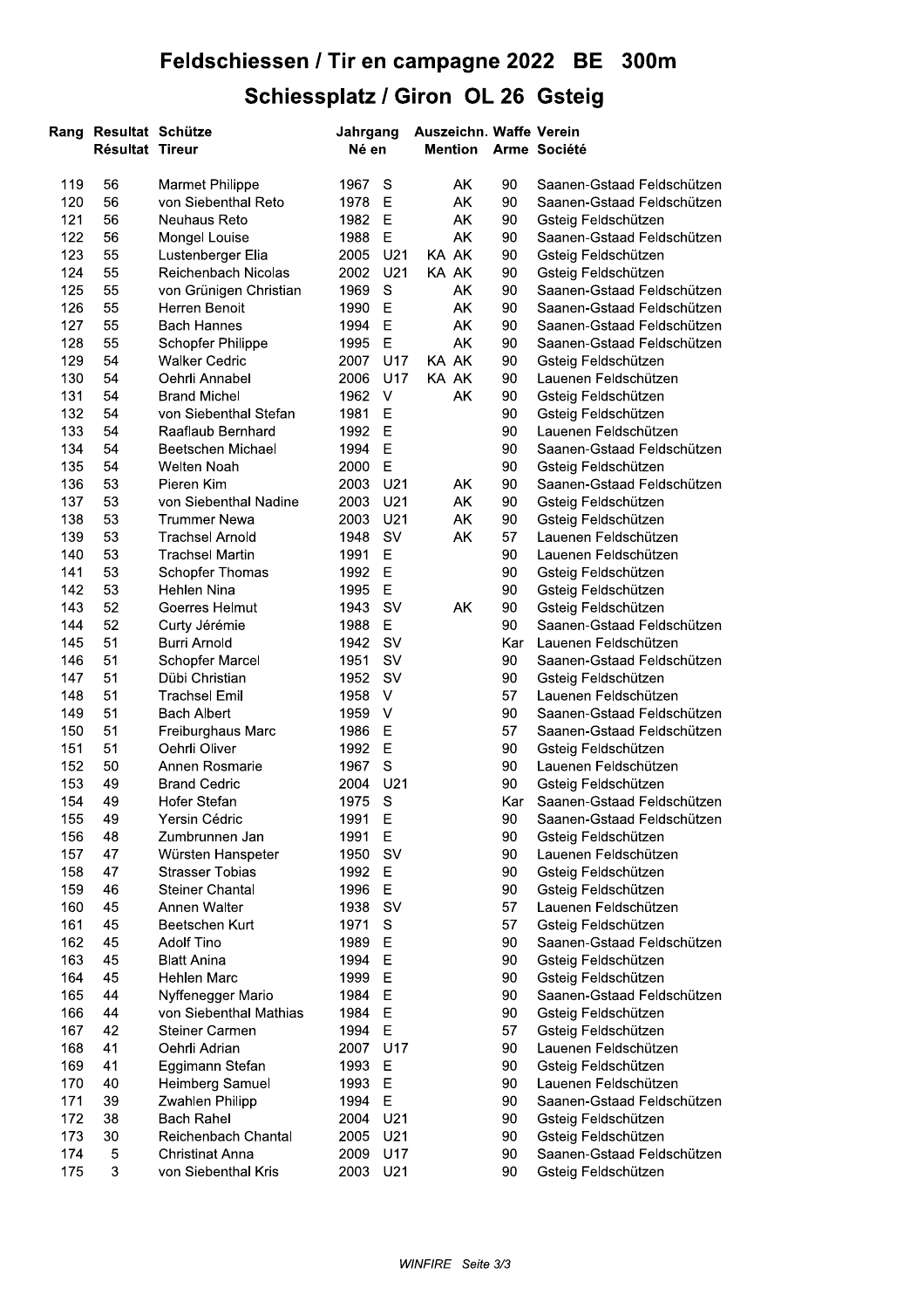# Feldschiessen / Tir en campagne 2022 BE 300m

## Schiessplatz / Giron OL 26 Gsteig

| Rang | Resultat Résultat | Schütze Tireur | Jahrgang Né en | | Auszeichn. Mention | | Waffe Arme | Verein Société |
|---|---|---|---|---|---|---|---|---|
| 119 | 56 | Marmet Philippe | 1967 | S | | AK | 90 | Saanen-Gstaad Feldschützen |
| 120 | 56 | von Siebenthal Reto | 1978 | E | | AK | 90 | Saanen-Gstaad Feldschützen |
| 121 | 56 | Neuhaus Reto | 1982 | E | | AK | 90 | Gsteig Feldschützen |
| 122 | 56 | Mongel Louise | 1988 | E | | AK | 90 | Saanen-Gstaad Feldschützen |
| 123 | 55 | Lustenberger Elia | 2005 | U21 | KA | AK | 90 | Gsteig Feldschützen |
| 124 | 55 | Reichenbach Nicolas | 2002 | U21 | KA | AK | 90 | Gsteig Feldschützen |
| 125 | 55 | von Grünigen Christian | 1969 | S | | AK | 90 | Saanen-Gstaad Feldschützen |
| 126 | 55 | Herren Benoit | 1990 | E | | AK | 90 | Saanen-Gstaad Feldschützen |
| 127 | 55 | Bach Hannes | 1994 | E | | AK | 90 | Saanen-Gstaad Feldschützen |
| 128 | 55 | Schopfer Philippe | 1995 | E | | AK | 90 | Saanen-Gstaad Feldschützen |
| 129 | 54 | Walker Cedric | 2007 | U17 | KA | AK | 90 | Gsteig Feldschützen |
| 130 | 54 | Oehrli Annabel | 2006 | U17 | KA | AK | 90 | Lauenen Feldschützen |
| 131 | 54 | Brand Michel | 1962 | V | | AK | 90 | Gsteig Feldschützen |
| 132 | 54 | von Siebenthal Stefan | 1981 | E | | | 90 | Gsteig Feldschützen |
| 133 | 54 | Raaflaub Bernhard | 1992 | E | | | 90 | Lauenen Feldschützen |
| 134 | 54 | Beetschen Michael | 1994 | E | | | 90 | Saanen-Gstaad Feldschützen |
| 135 | 54 | Welten Noah | 2000 | E | | | 90 | Gsteig Feldschützen |
| 136 | 53 | Pieren Kim | 2003 | U21 | | AK | 90 | Saanen-Gstaad Feldschützen |
| 137 | 53 | von Siebenthal Nadine | 2003 | U21 | | AK | 90 | Gsteig Feldschützen |
| 138 | 53 | Trummer Newa | 2003 | U21 | | AK | 90 | Gsteig Feldschützen |
| 139 | 53 | Trachsel Arnold | 1948 | SV | | AK | 57 | Lauenen Feldschützen |
| 140 | 53 | Trachsel Martin | 1991 | E | | | 90 | Lauenen Feldschützen |
| 141 | 53 | Schopfer Thomas | 1992 | E | | | 90 | Gsteig Feldschützen |
| 142 | 53 | Hehlen Nina | 1995 | E | | | 90 | Gsteig Feldschützen |
| 143 | 52 | Goerres Helmut | 1943 | SV | | AK | 90 | Gsteig Feldschützen |
| 144 | 52 | Curty Jérémie | 1988 | E | | | 90 | Saanen-Gstaad Feldschützen |
| 145 | 51 | Burri Arnold | 1942 | SV | | | Kar | Lauenen Feldschützen |
| 146 | 51 | Schopfer Marcel | 1951 | SV | | | 90 | Saanen-Gstaad Feldschützen |
| 147 | 51 | Dübi Christian | 1952 | SV | | | 90 | Gsteig Feldschützen |
| 148 | 51 | Trachsel Emil | 1958 | V | | | 57 | Lauenen Feldschützen |
| 149 | 51 | Bach Albert | 1959 | V | | | 90 | Saanen-Gstaad Feldschützen |
| 150 | 51 | Freiburghaus Marc | 1986 | E | | | 57 | Saanen-Gstaad Feldschützen |
| 151 | 51 | Oehrli Oliver | 1992 | E | | | 90 | Gsteig Feldschützen |
| 152 | 50 | Annen Rosmarie | 1967 | S | | | 90 | Lauenen Feldschützen |
| 153 | 49 | Brand Cedric | 2004 | U21 | | | 90 | Gsteig Feldschützen |
| 154 | 49 | Hofer Stefan | 1975 | S | | | Kar | Saanen-Gstaad Feldschützen |
| 155 | 49 | Yersin Cédric | 1991 | E | | | 90 | Saanen-Gstaad Feldschützen |
| 156 | 48 | Zumbrunnen Jan | 1991 | E | | | 90 | Gsteig Feldschützen |
| 157 | 47 | Würsten Hanspeter | 1950 | SV | | | 90 | Lauenen Feldschützen |
| 158 | 47 | Strasser Tobias | 1992 | E | | | 90 | Gsteig Feldschützen |
| 159 | 46 | Steiner Chantal | 1996 | E | | | 90 | Gsteig Feldschützen |
| 160 | 45 | Annen Walter | 1938 | SV | | | 57 | Lauenen Feldschützen |
| 161 | 45 | Beetschen Kurt | 1971 | S | | | 57 | Gsteig Feldschützen |
| 162 | 45 | Adolf Tino | 1989 | E | | | 90 | Saanen-Gstaad Feldschützen |
| 163 | 45 | Blatt Anina | 1994 | E | | | 90 | Gsteig Feldschützen |
| 164 | 45 | Hehlen Marc | 1999 | E | | | 90 | Gsteig Feldschützen |
| 165 | 44 | Nyffenegger Mario | 1984 | E | | | 90 | Saanen-Gstaad Feldschützen |
| 166 | 44 | von Siebenthal Mathias | 1984 | E | | | 90 | Gsteig Feldschützen |
| 167 | 42 | Steiner Carmen | 1994 | E | | | 57 | Gsteig Feldschützen |
| 168 | 41 | Oehrli Adrian | 2007 | U17 | | | 90 | Lauenen Feldschützen |
| 169 | 41 | Eggimann Stefan | 1993 | E | | | 90 | Gsteig Feldschützen |
| 170 | 40 | Heimberg Samuel | 1993 | E | | | 90 | Lauenen Feldschützen |
| 171 | 39 | Zwahlen Philipp | 1994 | E | | | 90 | Saanen-Gstaad Feldschützen |
| 172 | 38 | Bach Rahel | 2004 | U21 | | | 90 | Gsteig Feldschützen |
| 173 | 30 | Reichenbach Chantal | 2005 | U21 | | | 90 | Gsteig Feldschützen |
| 174 | 5 | Christinat Anna | 2009 | U17 | | | 90 | Saanen-Gstaad Feldschützen |
| 175 | 3 | von Siebenthal Kris | 2003 | U21 | | | 90 | Gsteig Feldschützen |